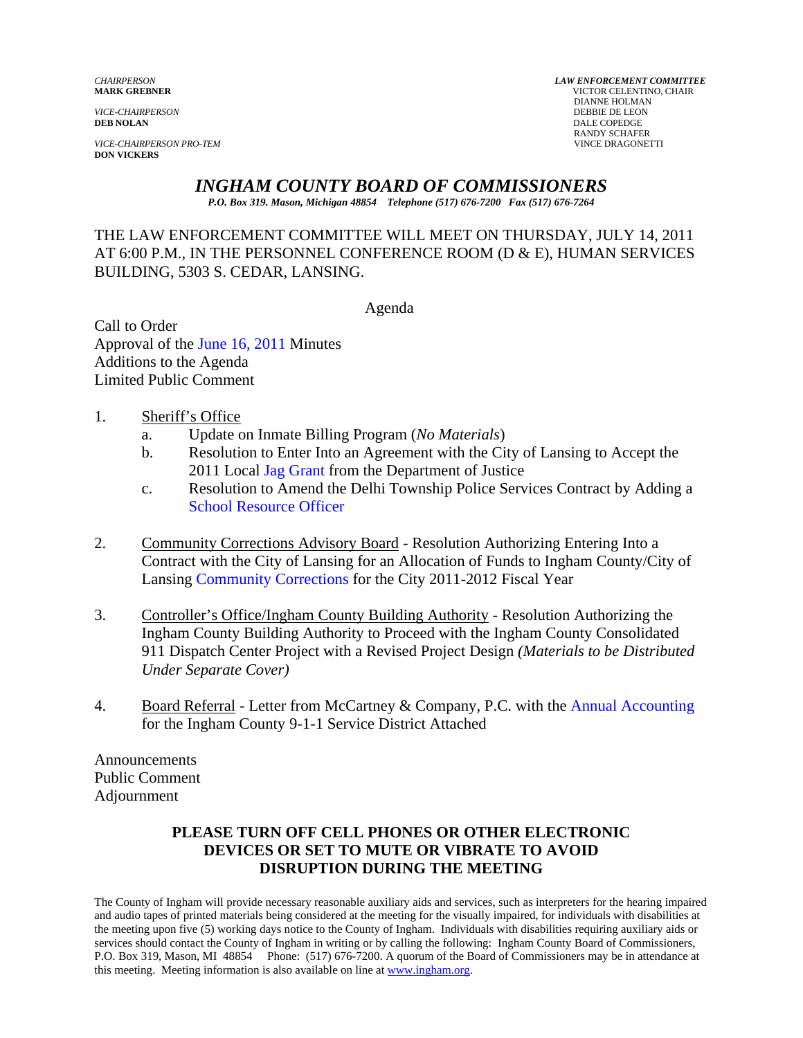*CHAIRPERSON*
**MARK GREBNER**

*VICE-CHAIRPERSON*
**DEB NOLAN**

*VICE-CHAIRPERSON PRO-TEM*
**DON VICKERS**

***LAW ENFORCEMENT COMMITTEE***
VICTOR CELENTINO, CHAIR
DIANNE HOLMAN
DEBBIE DE LEON
DALE COPEDGE
RANDY SCHAFER
VINCE DRAGONETTI

# *INGHAM COUNTY BOARD OF COMMISSIONERS*

***P.O. Box 319. Mason, Michigan 48854 Telephone (517) 676-7200 Fax (517) 676-7264***

THE LAW ENFORCEMENT COMMITTEE WILL MEET ON THURSDAY, JULY 14, 2011 AT 6:00 P.M., IN THE PERSONNEL CONFERENCE ROOM (D & E), HUMAN SERVICES BUILDING, 5303 S. CEDAR, LANSING.

Agenda

Call to Order
Approval of the June 16, 2011 Minutes
Additions to the Agenda
Limited Public Comment

1. Sheriff's Office
   a. Update on Inmate Billing Program (*No Materials*)
   b. Resolution to Enter Into an Agreement with the City of Lansing to Accept the 2011 Local Jag Grant from the Department of Justice
   c. Resolution to Amend the Delhi Township Police Services Contract by Adding a School Resource Officer

2. Community Corrections Advisory Board - Resolution Authorizing Entering Into a Contract with the City of Lansing for an Allocation of Funds to Ingham County/City of Lansing Community Corrections for the City 2011-2012 Fiscal Year

3. Controller's Office/Ingham County Building Authority - Resolution Authorizing the Ingham County Building Authority to Proceed with the Ingham County Consolidated 911 Dispatch Center Project with a Revised Project Design *(Materials to be Distributed Under Separate Cover)*

4. Board Referral - Letter from McCartney & Company, P.C. with the Annual Accounting for the Ingham County 9-1-1 Service District Attached

Announcements
Public Comment
Adjournment

**PLEASE TURN OFF CELL PHONES OR OTHER ELECTRONIC DEVICES OR SET TO MUTE OR VIBRATE TO AVOID DISRUPTION DURING THE MEETING**

The County of Ingham will provide necessary reasonable auxiliary aids and services, such as interpreters for the hearing impaired and audio tapes of printed materials being considered at the meeting for the visually impaired, for individuals with disabilities at the meeting upon five (5) working days notice to the County of Ingham. Individuals with disabilities requiring auxiliary aids or services should contact the County of Ingham in writing or by calling the following: Ingham County Board of Commissioners, P.O. Box 319, Mason, MI 48854 Phone: (517) 676-7200. A quorum of the Board of Commissioners may be in attendance at this meeting. Meeting information is also available on line at www.ingham.org.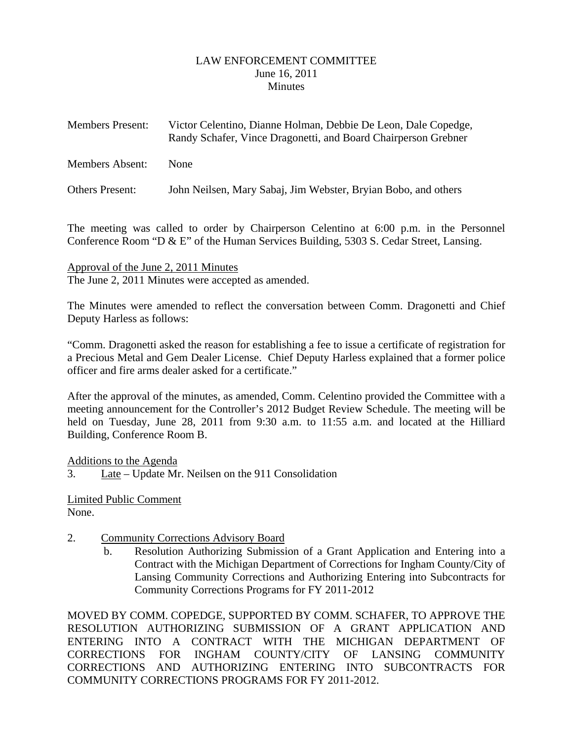LAW ENFORCEMENT COMMITTEE
June 16, 2011
Minutes

Members Present: Victor Celentino, Dianne Holman, Debbie De Leon, Dale Copedge, Randy Schafer, Vince Dragonetti, and Board Chairperson Grebner

Members Absent: None

Others Present: John Neilsen, Mary Sabaj, Jim Webster, Bryian Bobo, and others

The meeting was called to order by Chairperson Celentino at 6:00 p.m. in the Personnel Conference Room "D & E" of the Human Services Building, 5303 S. Cedar Street, Lansing.

Approval of the June 2, 2011 Minutes
The June 2, 2011 Minutes were accepted as amended.

The Minutes were amended to reflect the conversation between Comm. Dragonetti and Chief Deputy Harless as follows:

"Comm. Dragonetti asked the reason for establishing a fee to issue a certificate of registration for a Precious Metal and Gem Dealer License. Chief Deputy Harless explained that a former police officer and fire arms dealer asked for a certificate."

After the approval of the minutes, as amended, Comm. Celentino provided the Committee with a meeting announcement for the Controller's 2012 Budget Review Schedule. The meeting will be held on Tuesday, June 28, 2011 from 9:30 a.m. to 11:55 a.m. and located at the Hilliard Building, Conference Room B.

Additions to the Agenda
3. Late – Update Mr. Neilsen on the 911 Consolidation

Limited Public Comment
None.

2. Community Corrections Advisory Board
   b. Resolution Authorizing Submission of a Grant Application and Entering into a Contract with the Michigan Department of Corrections for Ingham County/City of Lansing Community Corrections and Authorizing Entering into Subcontracts for Community Corrections Programs for FY 2011-2012

MOVED BY COMM. COPEDGE, SUPPORTED BY COMM. SCHAFER, TO APPROVE THE RESOLUTION AUTHORIZING SUBMISSION OF A GRANT APPLICATION AND ENTERING INTO A CONTRACT WITH THE MICHIGAN DEPARTMENT OF CORRECTIONS FOR INGHAM COUNTY/CITY OF LANSING COMMUNITY CORRECTIONS AND AUTHORIZING ENTERING INTO SUBCONTRACTS FOR COMMUNITY CORRECTIONS PROGRAMS FOR FY 2011-2012.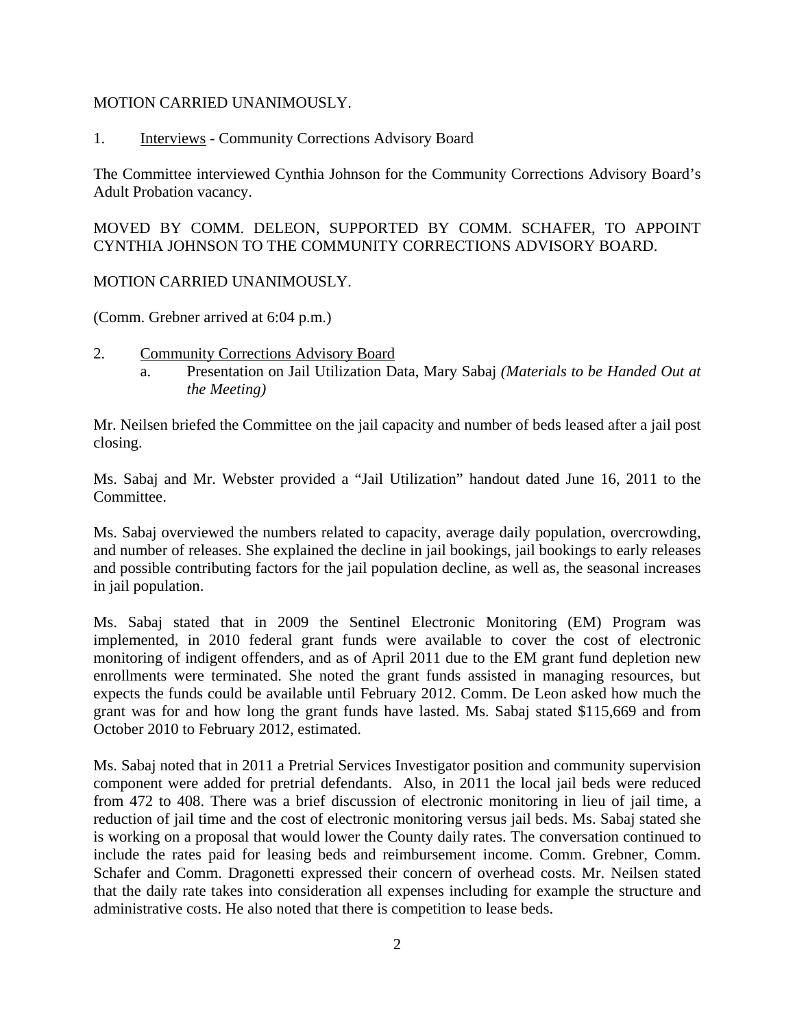MOTION CARRIED UNANIMOUSLY.

1. <u>Interviews</u> - Community Corrections Advisory Board

The Committee interviewed Cynthia Johnson for the Community Corrections Advisory Board's Adult Probation vacancy.

MOVED BY COMM. DELEON, SUPPORTED BY COMM. SCHAFER, TO APPOINT CYNTHIA JOHNSON TO THE COMMUNITY CORRECTIONS ADVISORY BOARD.

MOTION CARRIED UNANIMOUSLY.

(Comm. Grebner arrived at 6:04 p.m.)

2. <u>Community Corrections Advisory Board</u>
   a. Presentation on Jail Utilization Data, Mary Sabaj *(Materials to be Handed Out at the Meeting)*

Mr. Neilsen briefed the Committee on the jail capacity and number of beds leased after a jail post closing.

Ms. Sabaj and Mr. Webster provided a "Jail Utilization" handout dated June 16, 2011 to the Committee.

Ms. Sabaj overviewed the numbers related to capacity, average daily population, overcrowding, and number of releases. She explained the decline in jail bookings, jail bookings to early releases and possible contributing factors for the jail population decline, as well as, the seasonal increases in jail population.

Ms. Sabaj stated that in 2009 the Sentinel Electronic Monitoring (EM) Program was implemented, in 2010 federal grant funds were available to cover the cost of electronic monitoring of indigent offenders, and as of April 2011 due to the EM grant fund depletion new enrollments were terminated. She noted the grant funds assisted in managing resources, but expects the funds could be available until February 2012. Comm. De Leon asked how much the grant was for and how long the grant funds have lasted. Ms. Sabaj stated $115,669 and from October 2010 to February 2012, estimated.

Ms. Sabaj noted that in 2011 a Pretrial Services Investigator position and community supervision component were added for pretrial defendants. Also, in 2011 the local jail beds were reduced from 472 to 408. There was a brief discussion of electronic monitoring in lieu of jail time, a reduction of jail time and the cost of electronic monitoring versus jail beds. Ms. Sabaj stated she is working on a proposal that would lower the County daily rates. The conversation continued to include the rates paid for leasing beds and reimbursement income. Comm. Grebner, Comm. Schafer and Comm. Dragonetti expressed their concern of overhead costs. Mr. Neilsen stated that the daily rate takes into consideration all expenses including for example the structure and administrative costs. He also noted that there is competition to lease beds.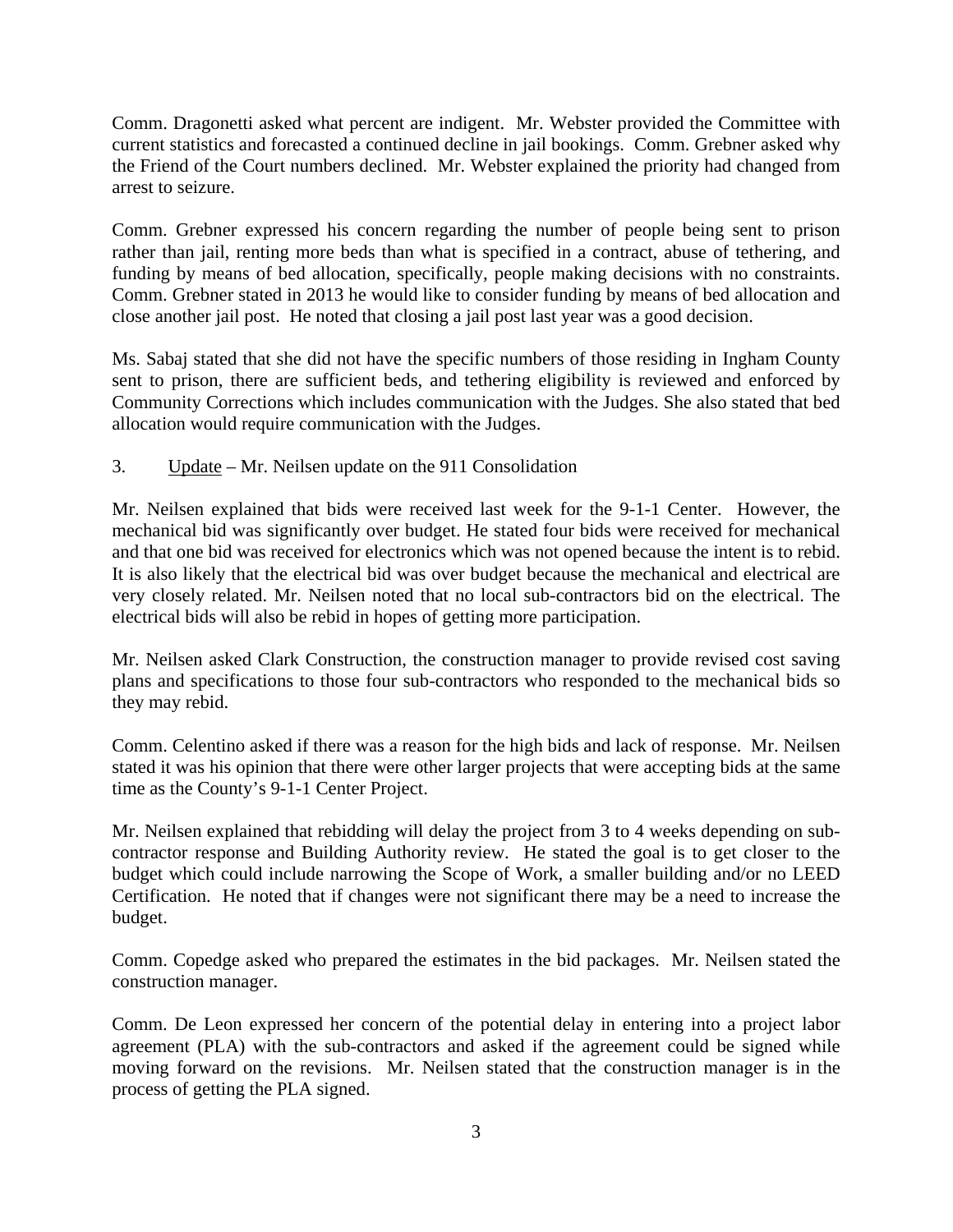Comm. Dragonetti asked what percent are indigent. Mr. Webster provided the Committee with current statistics and forecasted a continued decline in jail bookings. Comm. Grebner asked why the Friend of the Court numbers declined. Mr. Webster explained the priority had changed from arrest to seizure.

Comm. Grebner expressed his concern regarding the number of people being sent to prison rather than jail, renting more beds than what is specified in a contract, abuse of tethering, and funding by means of bed allocation, specifically, people making decisions with no constraints. Comm. Grebner stated in 2013 he would like to consider funding by means of bed allocation and close another jail post. He noted that closing a jail post last year was a good decision.

Ms. Sabaj stated that she did not have the specific numbers of those residing in Ingham County sent to prison, there are sufficient beds, and tethering eligibility is reviewed and enforced by Community Corrections which includes communication with the Judges. She also stated that bed allocation would require communication with the Judges.

3. Update – Mr. Neilsen update on the 911 Consolidation

Mr. Neilsen explained that bids were received last week for the 9-1-1 Center. However, the mechanical bid was significantly over budget. He stated four bids were received for mechanical and that one bid was received for electronics which was not opened because the intent is to rebid. It is also likely that the electrical bid was over budget because the mechanical and electrical are very closely related. Mr. Neilsen noted that no local sub-contractors bid on the electrical. The electrical bids will also be rebid in hopes of getting more participation.

Mr. Neilsen asked Clark Construction, the construction manager to provide revised cost saving plans and specifications to those four sub-contractors who responded to the mechanical bids so they may rebid.

Comm. Celentino asked if there was a reason for the high bids and lack of response. Mr. Neilsen stated it was his opinion that there were other larger projects that were accepting bids at the same time as the County's 9-1-1 Center Project.

Mr. Neilsen explained that rebidding will delay the project from 3 to 4 weeks depending on sub-contractor response and Building Authority review. He stated the goal is to get closer to the budget which could include narrowing the Scope of Work, a smaller building and/or no LEED Certification. He noted that if changes were not significant there may be a need to increase the budget.

Comm. Copedge asked who prepared the estimates in the bid packages. Mr. Neilsen stated the construction manager.

Comm. De Leon expressed her concern of the potential delay in entering into a project labor agreement (PLA) with the sub-contractors and asked if the agreement could be signed while moving forward on the revisions. Mr. Neilsen stated that the construction manager is in the process of getting the PLA signed.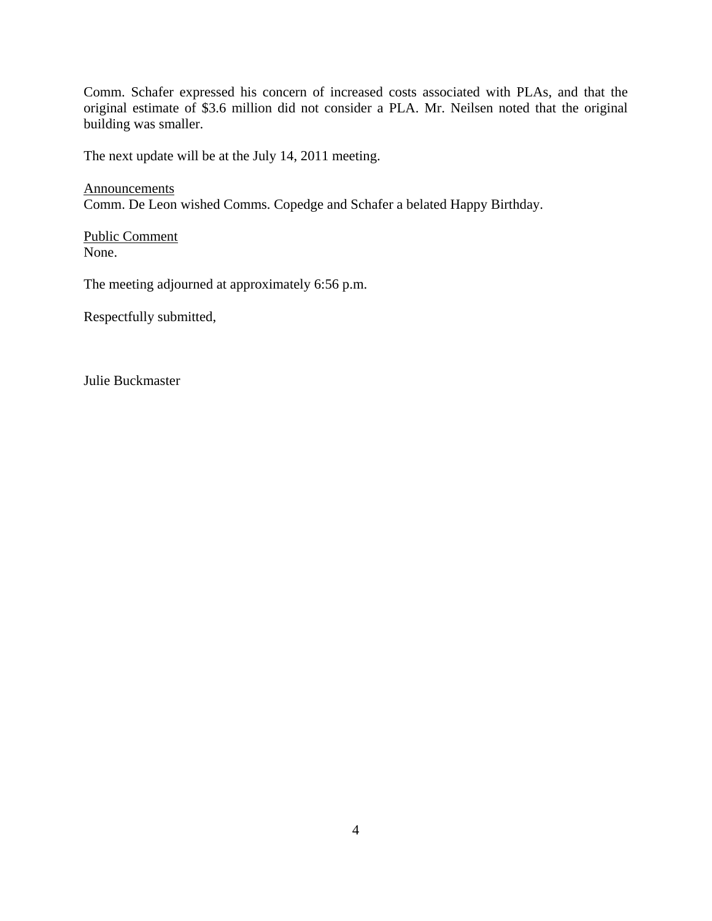Comm. Schafer expressed his concern of increased costs associated with PLAs, and that the original estimate of $3.6 million did not consider a PLA. Mr. Neilsen noted that the original building was smaller.

The next update will be at the July 14, 2011 meeting.

<u>Announcements</u>
Comm. De Leon wished Comms. Copedge and Schafer a belated Happy Birthday.

<u>Public Comment</u>
None.

The meeting adjourned at approximately 6:56 p.m.

Respectfully submitted,

Julie Buckmaster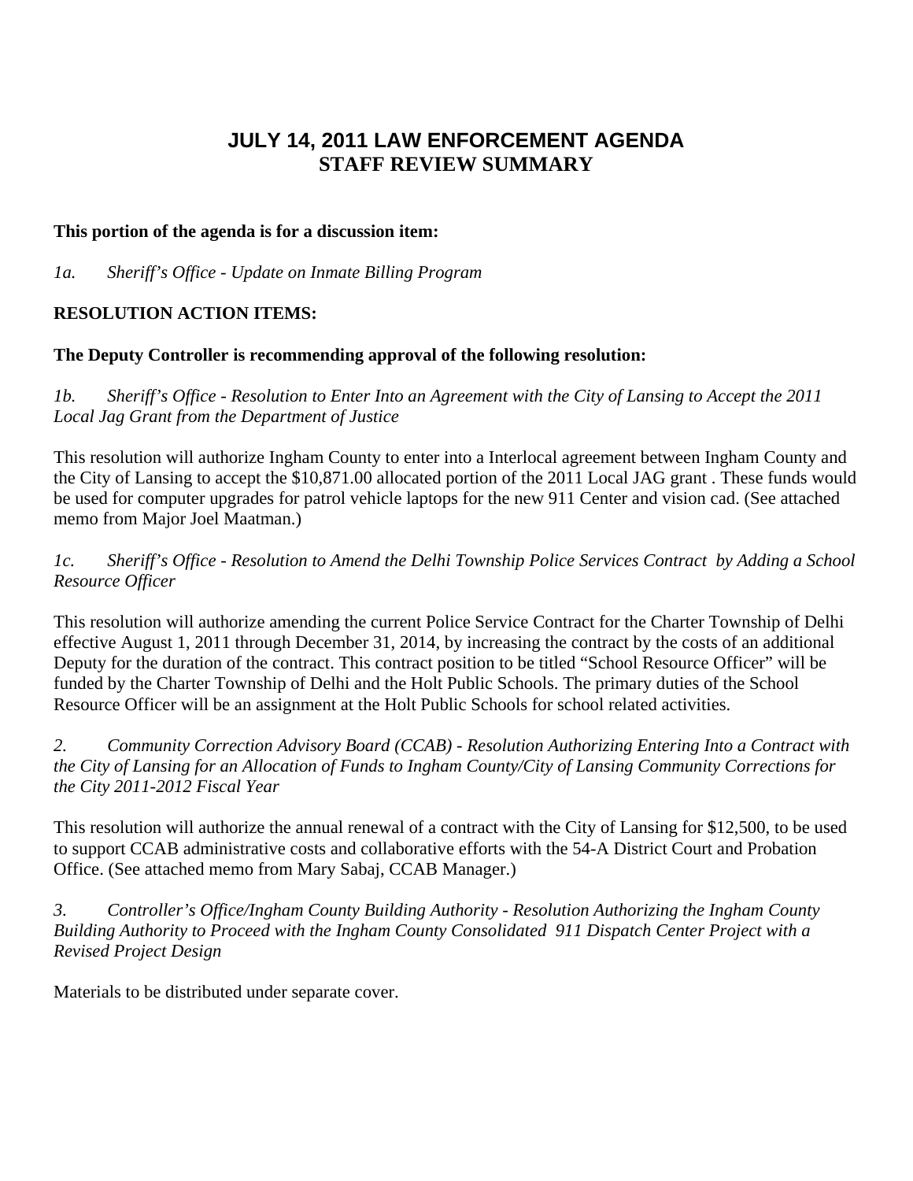# JULY 14, 2011 LAW ENFORCEMENT AGENDA
## STAFF REVIEW SUMMARY

**This portion of the agenda is for a discussion item:**

*1a. Sheriff's Office - Update on Inmate Billing Program*

**RESOLUTION ACTION ITEMS:**

**The Deputy Controller is recommending approval of the following resolution:**

*1b. Sheriff's Office - Resolution to Enter Into an Agreement with the City of Lansing to Accept the 2011 Local Jag Grant from the Department of Justice*

This resolution will authorize Ingham County to enter into a Interlocal agreement between Ingham County and the City of Lansing to accept the $10,871.00 allocated portion of the 2011 Local JAG grant . These funds would be used for computer upgrades for patrol vehicle laptops for the new 911 Center and vision cad. (See attached memo from Major Joel Maatman.)

*1c. Sheriff's Office - Resolution to Amend the Delhi Township Police Services Contract by Adding a School Resource Officer*

This resolution will authorize amending the current Police Service Contract for the Charter Township of Delhi effective August 1, 2011 through December 31, 2014, by increasing the contract by the costs of an additional Deputy for the duration of the contract. This contract position to be titled "School Resource Officer" will be funded by the Charter Township of Delhi and the Holt Public Schools. The primary duties of the School Resource Officer will be an assignment at the Holt Public Schools for school related activities.

*2. Community Correction Advisory Board (CCAB) - Resolution Authorizing Entering Into a Contract with the City of Lansing for an Allocation of Funds to Ingham County/City of Lansing Community Corrections for the City 2011-2012 Fiscal Year*

This resolution will authorize the annual renewal of a contract with the City of Lansing for $12,500, to be used to support CCAB administrative costs and collaborative efforts with the 54-A District Court and Probation Office. (See attached memo from Mary Sabaj, CCAB Manager.)

*3. Controller's Office/Ingham County Building Authority - Resolution Authorizing the Ingham County Building Authority to Proceed with the Ingham County Consolidated 911 Dispatch Center Project with a Revised Project Design*

Materials to be distributed under separate cover.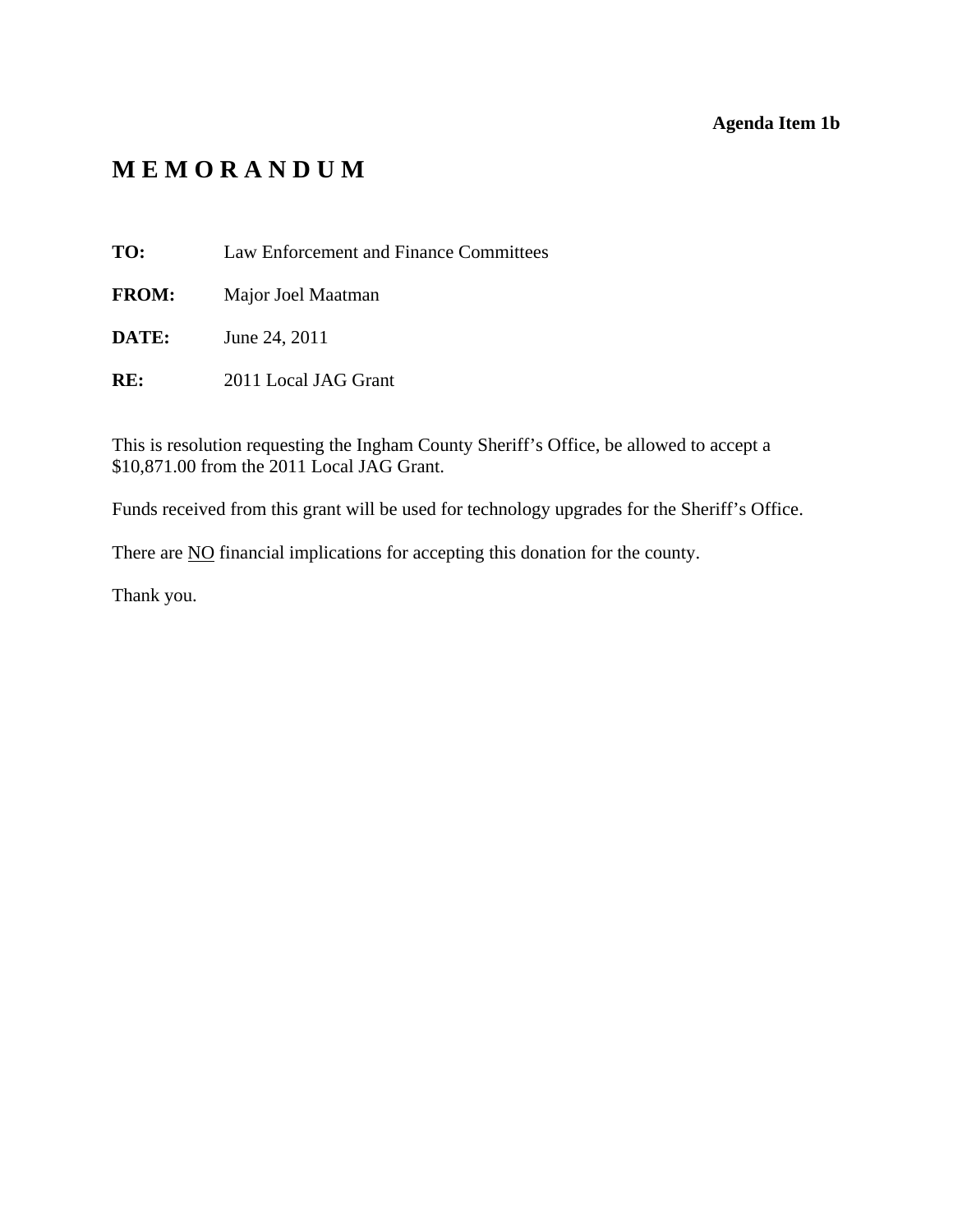**Agenda Item 1b**

# M E M O R A N D U M

**TO:** Law Enforcement and Finance Committees

**FROM:** Major Joel Maatman

**DATE:** June 24, 2011

**RE:** 2011 Local JAG Grant

This is resolution requesting the Ingham County Sheriff's Office, be allowed to accept a $10,871.00 from the 2011 Local JAG Grant.

Funds received from this grant will be used for technology upgrades for the Sheriff's Office.

There are NO financial implications for accepting this donation for the county.

Thank you.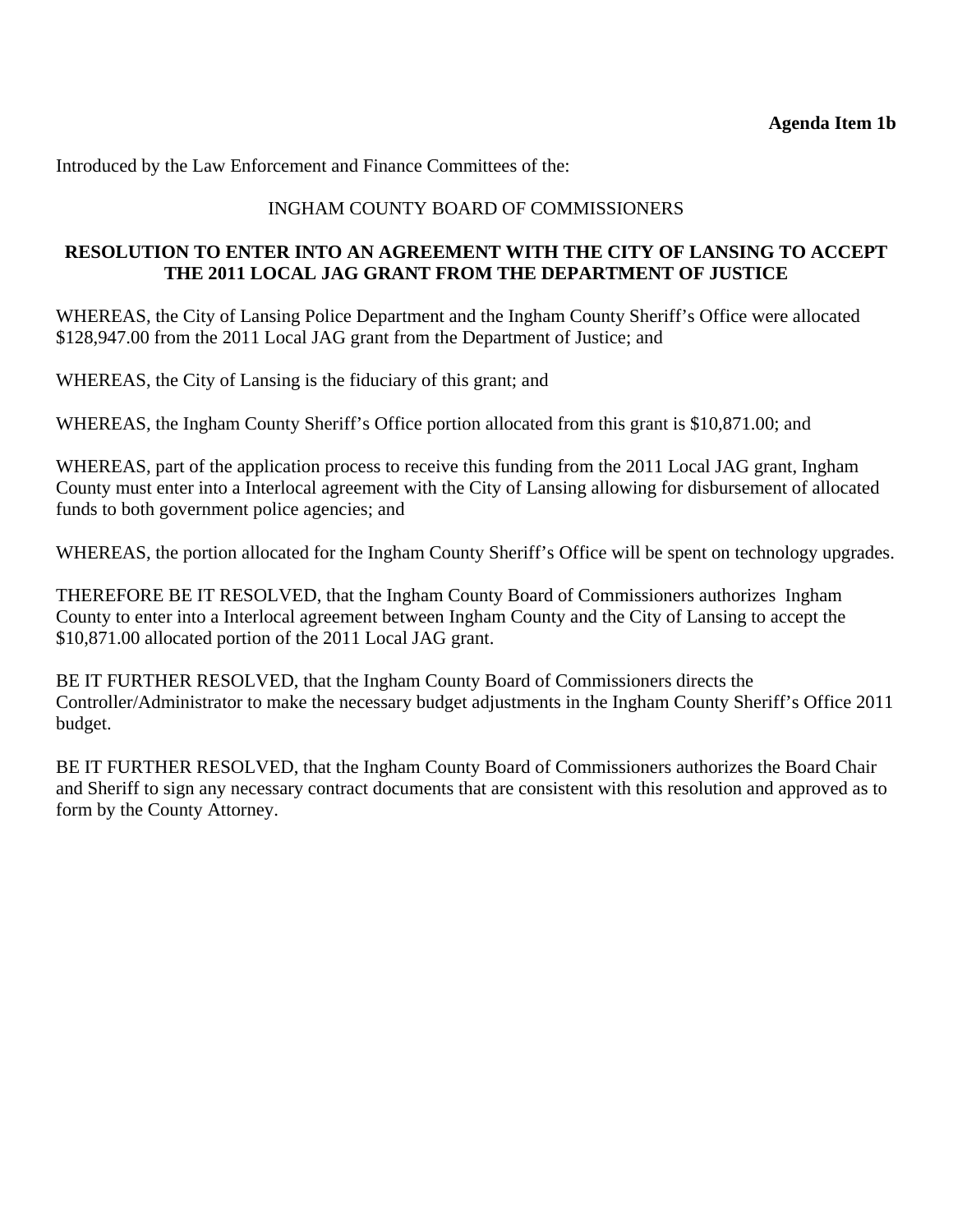**Agenda Item 1b**

Introduced by the Law Enforcement and Finance Committees of the:

INGHAM COUNTY BOARD OF COMMISSIONERS

**RESOLUTION TO ENTER INTO AN AGREEMENT WITH THE CITY OF LANSING TO ACCEPT THE 2011 LOCAL JAG GRANT FROM THE DEPARTMENT OF JUSTICE**

WHEREAS, the City of Lansing Police Department and the Ingham County Sheriff's Office were allocated $128,947.00 from the 2011 Local JAG grant from the Department of Justice; and

WHEREAS, the City of Lansing is the fiduciary of this grant; and

WHEREAS, the Ingham County Sheriff's Office portion allocated from this grant is $10,871.00; and

WHEREAS, part of the application process to receive this funding from the 2011 Local JAG grant, Ingham County must enter into a Interlocal agreement with the City of Lansing allowing for disbursement of allocated funds to both government police agencies; and

WHEREAS, the portion allocated for the Ingham County Sheriff's Office will be spent on technology upgrades.

THEREFORE BE IT RESOLVED, that the Ingham County Board of Commissioners authorizes Ingham County to enter into a Interlocal agreement between Ingham County and the City of Lansing to accept the $10,871.00 allocated portion of the 2011 Local JAG grant.

BE IT FURTHER RESOLVED, that the Ingham County Board of Commissioners directs the Controller/Administrator to make the necessary budget adjustments in the Ingham County Sheriff's Office 2011 budget.

BE IT FURTHER RESOLVED, that the Ingham County Board of Commissioners authorizes the Board Chair and Sheriff to sign any necessary contract documents that are consistent with this resolution and approved as to form by the County Attorney.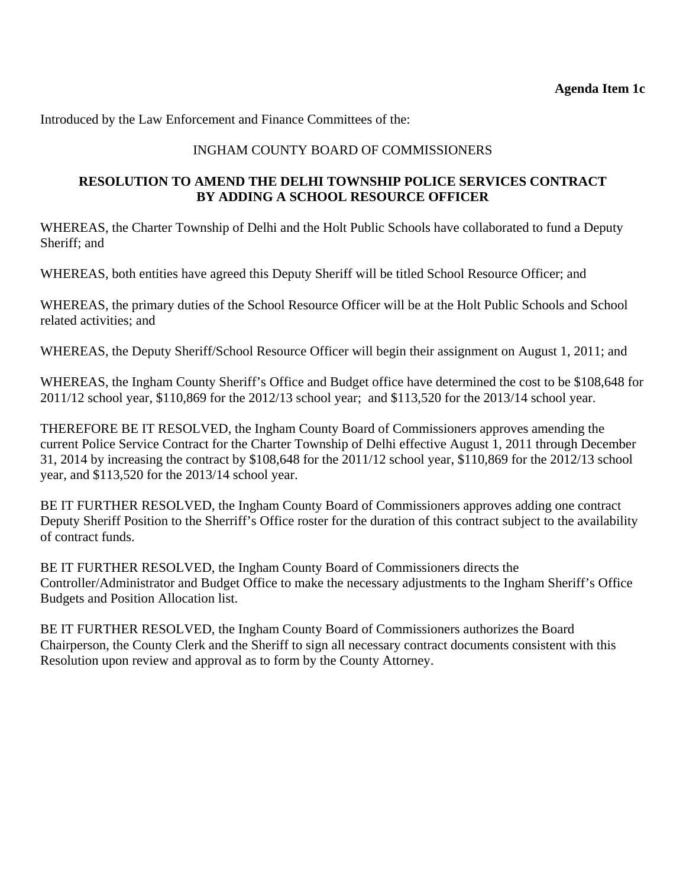**Agenda Item 1c**

Introduced by the Law Enforcement and Finance Committees of the:

INGHAM COUNTY BOARD OF COMMISSIONERS

**RESOLUTION TO AMEND THE DELHI TOWNSHIP POLICE SERVICES CONTRACT BY ADDING A SCHOOL RESOURCE OFFICER**

WHEREAS, the Charter Township of Delhi and the Holt Public Schools have collaborated to fund a Deputy Sheriff; and

WHEREAS, both entities have agreed this Deputy Sheriff will be titled School Resource Officer; and

WHEREAS, the primary duties of the School Resource Officer will be at the Holt Public Schools and School related activities; and

WHEREAS, the Deputy Sheriff/School Resource Officer will begin their assignment on August 1, 2011; and

WHEREAS, the Ingham County Sheriff's Office and Budget office have determined the cost to be $108,648 for 2011/12 school year, $110,869 for the 2012/13 school year; and $113,520 for the 2013/14 school year.

THEREFORE BE IT RESOLVED, the Ingham County Board of Commissioners approves amending the current Police Service Contract for the Charter Township of Delhi effective August 1, 2011 through December 31, 2014 by increasing the contract by $108,648 for the 2011/12 school year, $110,869 for the 2012/13 school year, and $113,520 for the 2013/14 school year.

BE IT FURTHER RESOLVED, the Ingham County Board of Commissioners approves adding one contract Deputy Sheriff Position to the Sherrriff's Office roster for the duration of this contract subject to the availability of contract funds.

BE IT FURTHER RESOLVED, the Ingham County Board of Commissioners directs the Controller/Administrator and Budget Office to make the necessary adjustments to the Ingham Sheriff's Office Budgets and Position Allocation list.

BE IT FURTHER RESOLVED, the Ingham County Board of Commissioners authorizes the Board Chairperson, the County Clerk and the Sheriff to sign all necessary contract documents consistent with this Resolution upon review and approval as to form by the County Attorney.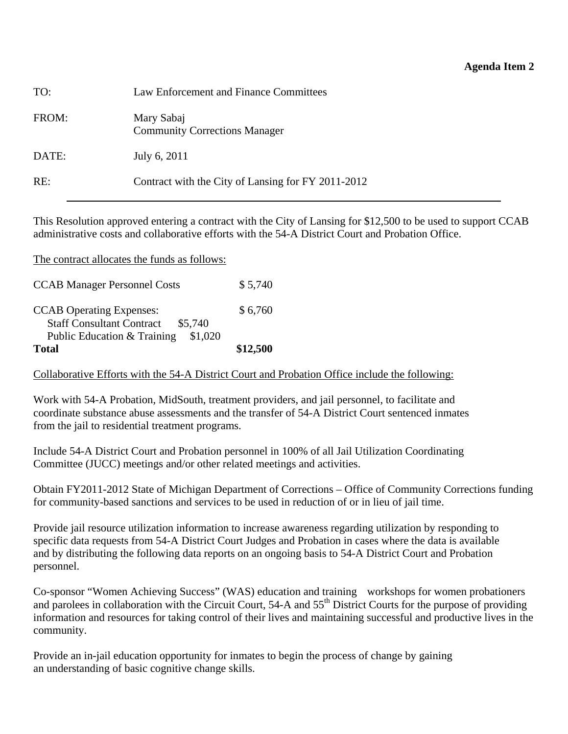**Agenda Item 2**

| | |
|---|---|
| TO: | Law Enforcement and Finance Committees |
| FROM: | Mary Sabaj<br>Community Corrections Manager |
| DATE: | July 6, 2011 |
| RE: | Contract with the City of Lansing for FY 2011-2012 |

---

This Resolution approved entering a contract with the City of Lansing for $12,500 to be used to support CCAB administrative costs and collaborative efforts with the 54-A District Court and Probation Office.

<u>The contract allocates the funds as follows:</u>

| | | |
|---|---|---|
| CCAB Manager Personnel Costs | | $ 5,740 |
| CCAB Operating Expenses: | | $ 6,760 |
| Staff Consultant Contract | $5,740 | |
| Public Education & Training | $1,020 | |
| **Total** | | **$12,500** |

<u>Collaborative Efforts with the 54-A District Court and Probation Office include the following:</u>

Work with 54-A Probation, MidSouth, treatment providers, and jail personnel, to facilitate and coordinate substance abuse assessments and the transfer of 54-A District Court sentenced inmates from the jail to residential treatment programs.

Include 54-A District Court and Probation personnel in 100% of all Jail Utilization Coordinating Committee (JUCC) meetings and/or other related meetings and activities.

Obtain FY2011-2012 State of Michigan Department of Corrections – Office of Community Corrections funding for community-based sanctions and services to be used in reduction of or in lieu of jail time.

Provide jail resource utilization information to increase awareness regarding utilization by responding to specific data requests from 54-A District Court Judges and Probation in cases where the data is available and by distributing the following data reports on an ongoing basis to 54-A District Court and Probation personnel.

Co-sponsor "Women Achieving Success" (WAS) education and training workshops for women probationers and parolees in collaboration with the Circuit Court, 54-A and 55th District Courts for the purpose of providing information and resources for taking control of their lives and maintaining successful and productive lives in the community.

Provide an in-jail education opportunity for inmates to begin the process of change by gaining an understanding of basic cognitive change skills.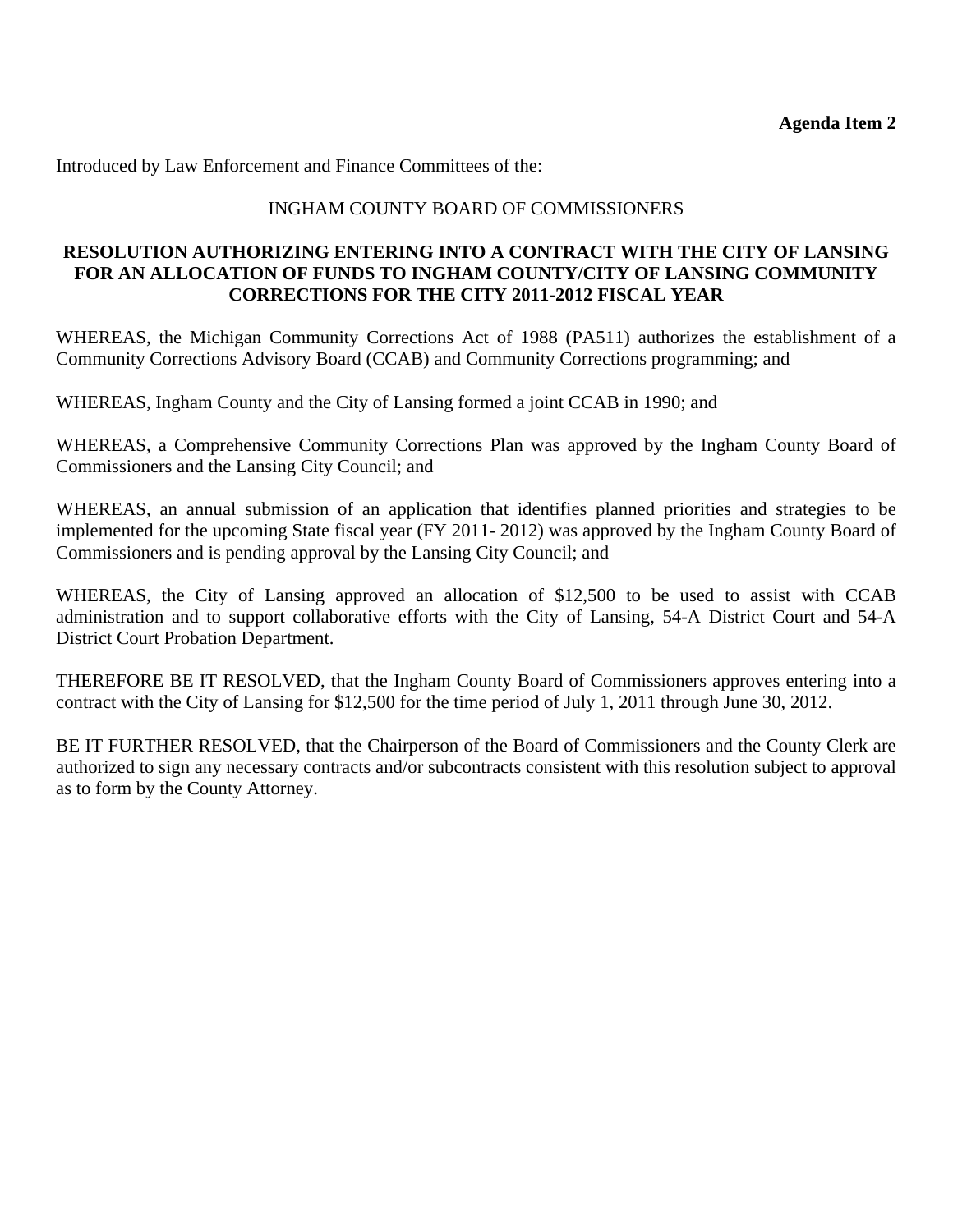**Agenda Item 2**

Introduced by Law Enforcement and Finance Committees of the:

INGHAM COUNTY BOARD OF COMMISSIONERS

**RESOLUTION AUTHORIZING ENTERING INTO A CONTRACT WITH THE CITY OF LANSING FOR AN ALLOCATION OF FUNDS TO INGHAM COUNTY/CITY OF LANSING COMMUNITY CORRECTIONS FOR THE CITY 2011-2012 FISCAL YEAR**

WHEREAS, the Michigan Community Corrections Act of 1988 (PA511) authorizes the establishment of a Community Corrections Advisory Board (CCAB) and Community Corrections programming; and

WHEREAS, Ingham County and the City of Lansing formed a joint CCAB in 1990; and

WHEREAS, a Comprehensive Community Corrections Plan was approved by the Ingham County Board of Commissioners and the Lansing City Council; and

WHEREAS, an annual submission of an application that identifies planned priorities and strategies to be implemented for the upcoming State fiscal year (FY 2011- 2012) was approved by the Ingham County Board of Commissioners and is pending approval by the Lansing City Council; and

WHEREAS, the City of Lansing approved an allocation of $12,500 to be used to assist with CCAB administration and to support collaborative efforts with the City of Lansing, 54-A District Court and 54-A District Court Probation Department.

THEREFORE BE IT RESOLVED, that the Ingham County Board of Commissioners approves entering into a contract with the City of Lansing for $12,500 for the time period of July 1, 2011 through June 30, 2012.

BE IT FURTHER RESOLVED, that the Chairperson of the Board of Commissioners and the County Clerk are authorized to sign any necessary contracts and/or subcontracts consistent with this resolution subject to approval as to form by the County Attorney.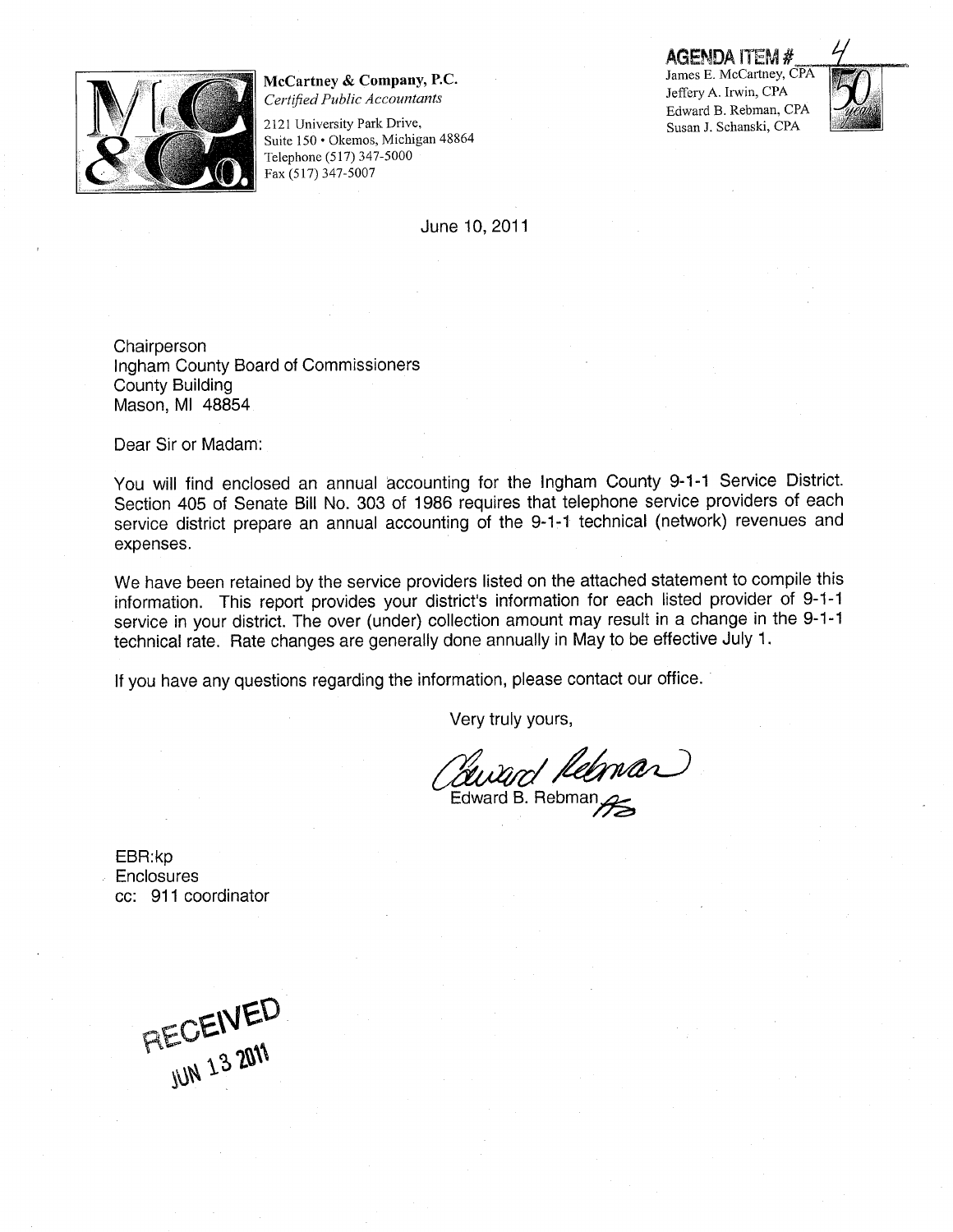**AGENDA ITEM # 4**

**McCartney & Company, P.C.**
*Certified Public Accountants*
2121 University Park Drive,
Suite 150 • Okemos, Michigan 48864
Telephone (517) 347-5000
Fax (517) 347-5007

James E. McCartney, CPA
Jeffery A. Irwin, CPA
Edward B. Rebman, CPA
Susan J. Schanski, CPA

June 10, 2011

Chairperson
Ingham County Board of Commissioners
County Building
Mason, MI 48854

Dear Sir or Madam:

You will find enclosed an annual accounting for the Ingham County 9-1-1 Service District. Section 405 of Senate Bill No. 303 of 1986 requires that telephone service providers of each service district prepare an annual accounting of the 9-1-1 technical (network) revenues and expenses.

We have been retained by the service providers listed on the attached statement to compile this information. This report provides your district's information for each listed provider of 9-1-1 service in your district. The over (under) collection amount may result in a change in the 9-1-1 technical rate. Rate changes are generally done annually in May to be effective July 1.

If you have any questions regarding the information, please contact our office.

Very truly yours,

Edward B. Rebman

EBR:kp
Enclosures
cc: 911 coordinator

RECEIVED
JUN 13 2011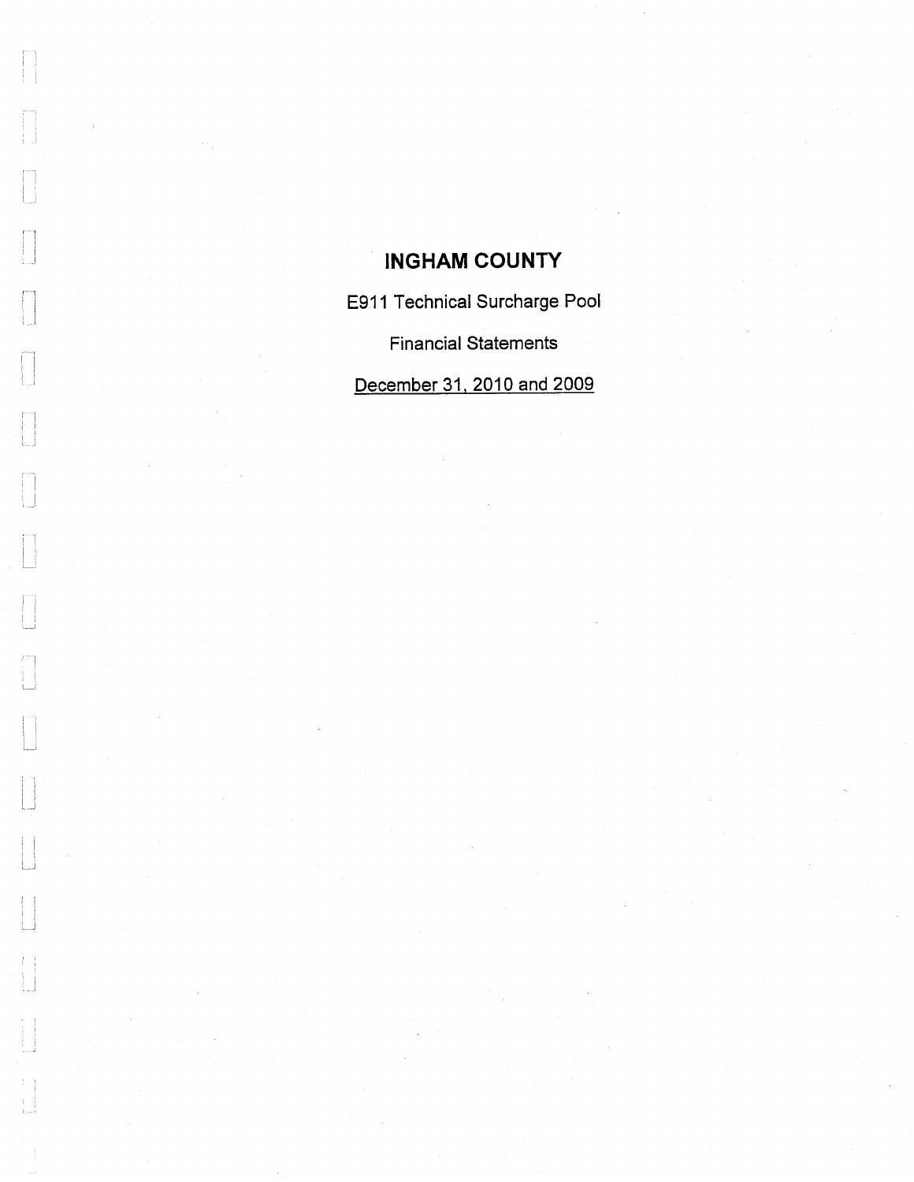# INGHAM COUNTY

E911 Technical Surcharge Pool

Financial Statements

December 31, 2010 and 2009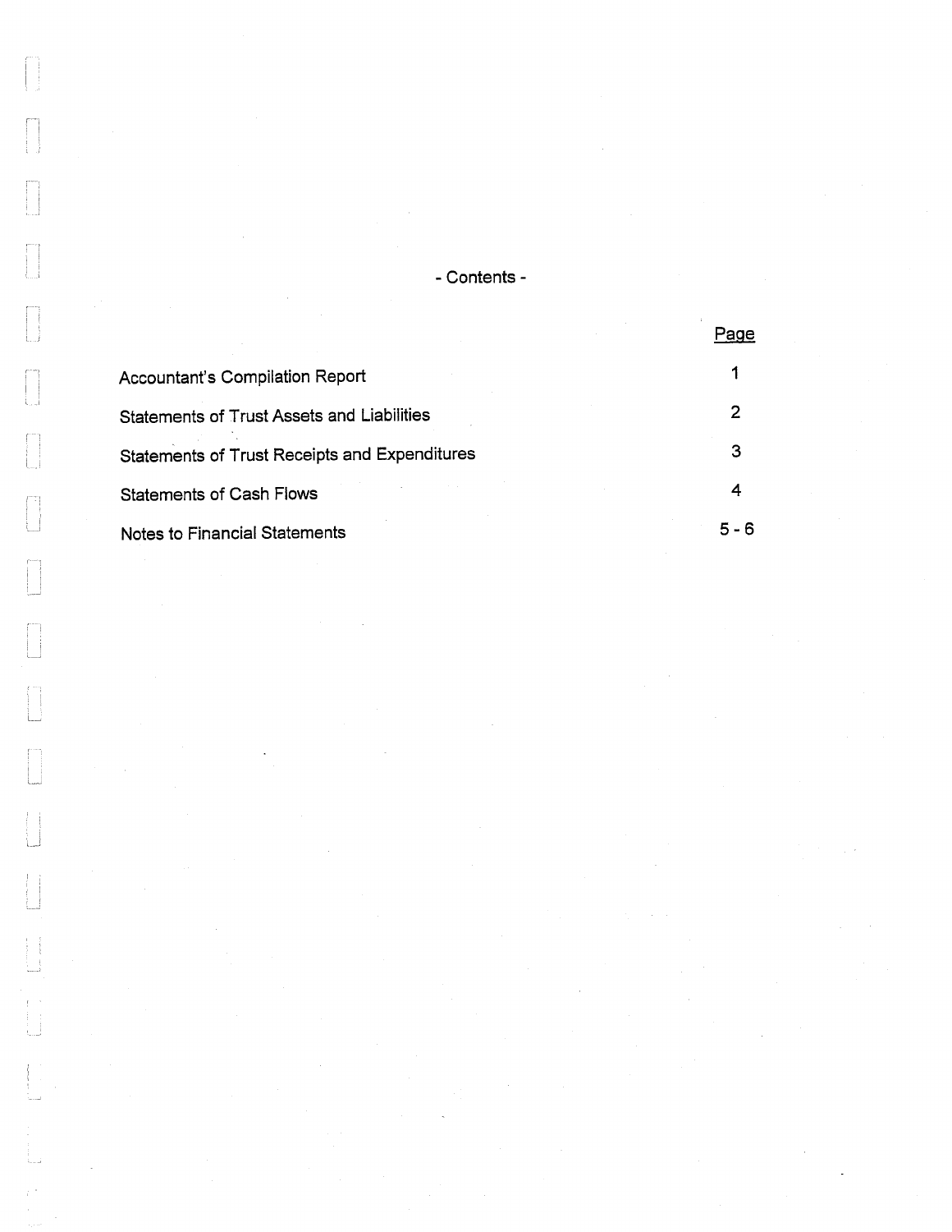- Contents -

| | Page |
|---|---|
| Accountant's Compilation Report | 1 |
| Statements of Trust Assets and Liabilities | 2 |
| Statements of Trust Receipts and Expenditures | 3 |
| Statements of Cash Flows | 4 |
| Notes to Financial Statements | 5 - 6 |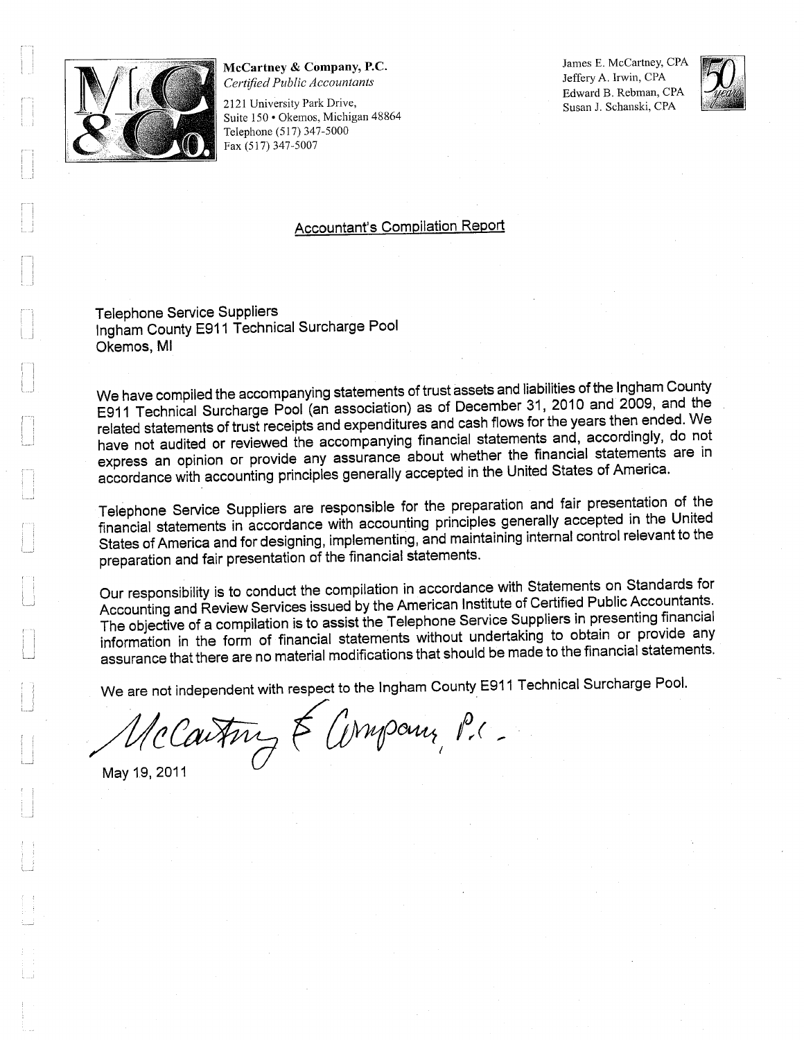**McCartney & Company, P.C.**
*Certified Public Accountants*
2121 University Park Drive,
Suite 150 • Okemos, Michigan 48864
Telephone (517) 347-5000
Fax (517) 347-5007

James E. McCartney, CPA
Jeffery A. Irwin, CPA
Edward B. Rebman, CPA
Susan J. Schanski, CPA

## Accountant's Compilation Report

Telephone Service Suppliers
Ingham County E911 Technical Surcharge Pool
Okemos, MI

We have compiled the accompanying statements of trust assets and liabilities of the Ingham County E911 Technical Surcharge Pool (an association) as of December 31, 2010 and 2009, and the related statements of trust receipts and expenditures and cash flows for the years then ended. We have not audited or reviewed the accompanying financial statements and, accordingly, do not express an opinion or provide any assurance about whether the financial statements are in accordance with accounting principles generally accepted in the United States of America.

Telephone Service Suppliers are responsible for the preparation and fair presentation of the financial statements in accordance with accounting principles generally accepted in the United States of America and for designing, implementing, and maintaining internal control relevant to the preparation and fair presentation of the financial statements.

Our responsibility is to conduct the compilation in accordance with Statements on Standards for Accounting and Review Services issued by the American Institute of Certified Public Accountants. The objective of a compilation is to assist the Telephone Service Suppliers in presenting financial information in the form of financial statements without undertaking to obtain or provide any assurance that there are no material modifications that should be made to the financial statements.

We are not independent with respect to the Ingham County E911 Technical Surcharge Pool.

McCartney & Company, P.C.

May 19, 2011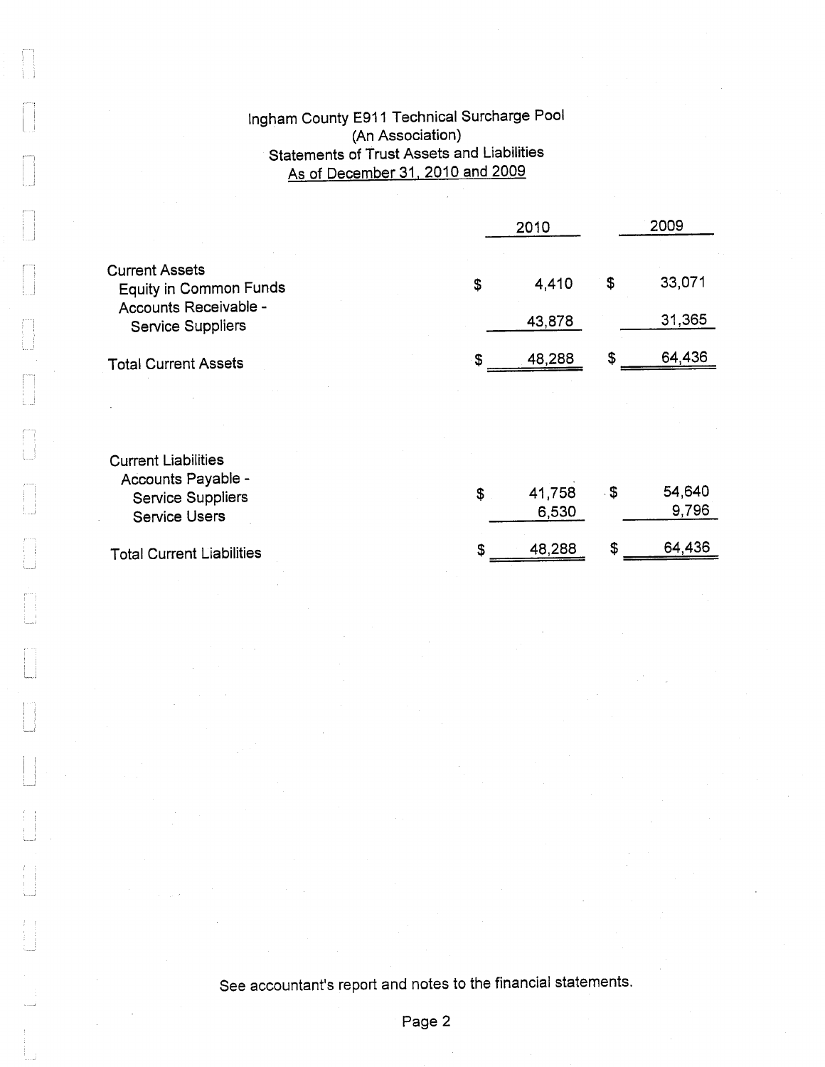# Ingham County E911 Technical Surcharge Pool
## (An Association)
## Statements of Trust Assets and Liabilities
## As of December 31, 2010 and 2009

| | 2010 | 2009 |
|---|---|---|
| **Current Assets** | | |
| Equity in Common Funds | $ 4,410 | $ 33,071 |
| Accounts Receivable - Service Suppliers | 43,878 | 31,365 |
| **Total Current Assets** | $ 48,288 | $ 64,436 |
| | | |
| **Current Liabilities** | | |
| Accounts Payable - | | |
| Service Suppliers | $ 41,758 | $ 54,640 |
| Service Users | 6,530 | 9,796 |
| **Total Current Liabilities** | $ 48,288 | $ 64,436 |

See accountant's report and notes to the financial statements.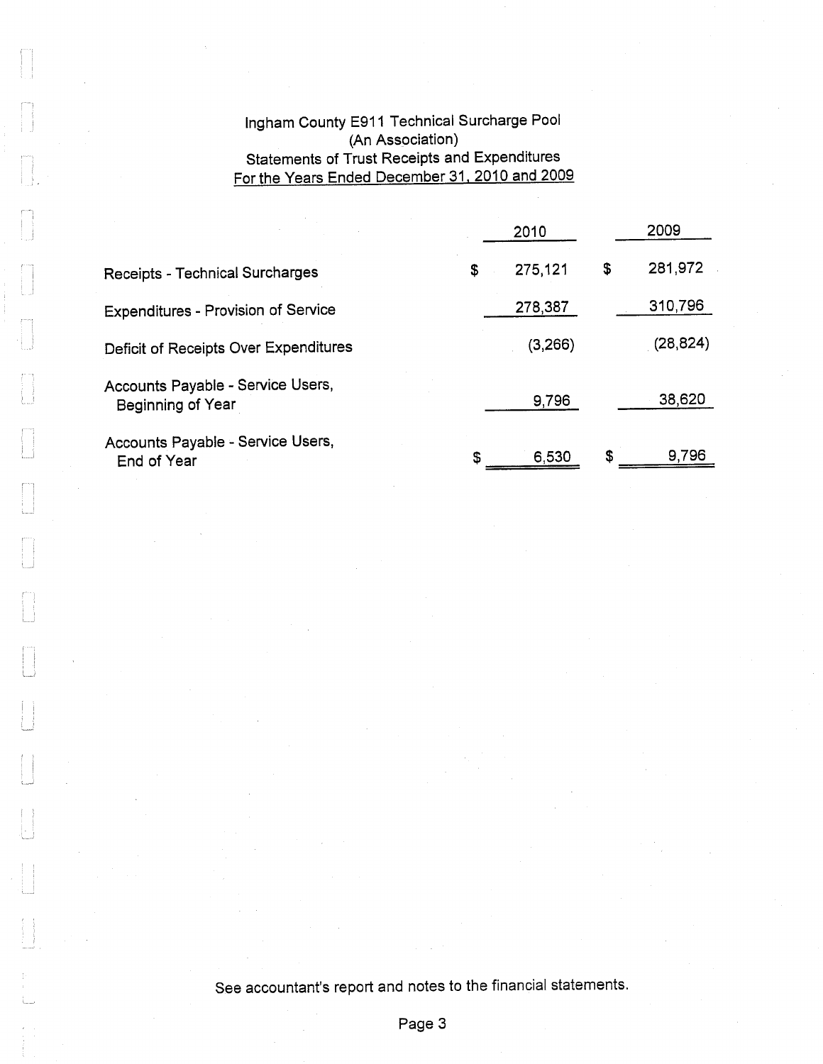# Ingham County E911 Technical Surcharge Pool
## (An Association)
## Statements of Trust Receipts and Expenditures
## For the Years Ended December 31, 2010 and 2009

| | 2010 | 2009 |
|---|---|---|
| Receipts - Technical Surcharges | $ 275,121 | $ 281,972 |
| Expenditures - Provision of Service | 278,387 | 310,796 |
| Deficit of Receipts Over Expenditures | (3,266) | (28,824) |
| Accounts Payable - Service Users, Beginning of Year | 9,796 | 38,620 |
| Accounts Payable - Service Users, End of Year | $ 6,530 | $ 9,796 |

See accountant's report and notes to the financial statements.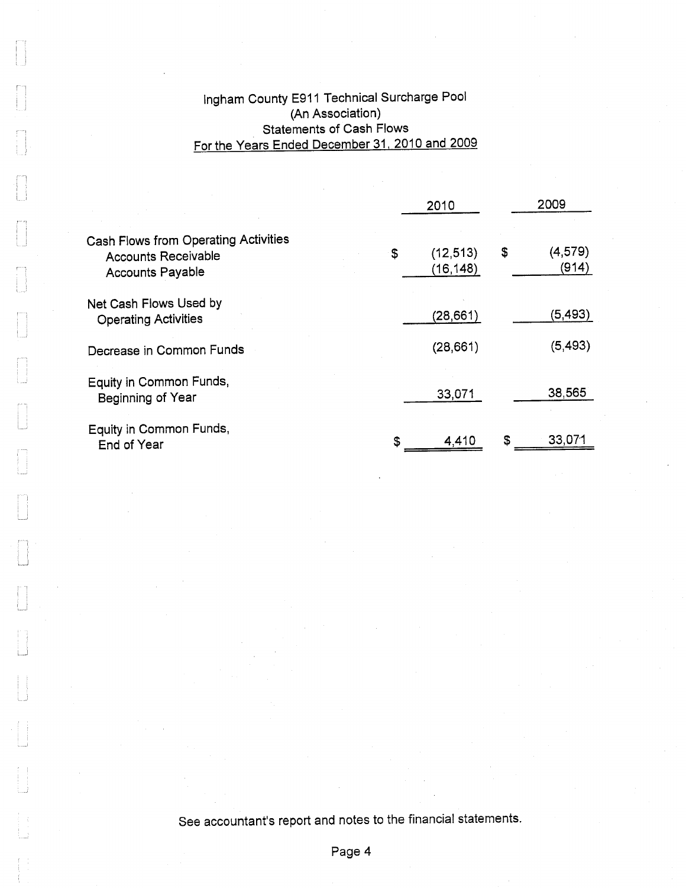# Ingham County E911 Technical Surcharge Pool
## (An Association)
## Statements of Cash Flows
## For the Years Ended December 31, 2010 and 2009

| | 2010 | 2009 |
|---|---|---|
| Cash Flows from Operating Activities | | |
| Accounts Receivable | $ (12,513) | $ (4,579) |
| Accounts Payable | (16,148) | (914) |
| Net Cash Flows Used by Operating Activities | (28,661) | (5,493) |
| Decrease in Common Funds | (28,661) | (5,493) |
| Equity in Common Funds, Beginning of Year | 33,071 | 38,565 |
| Equity in Common Funds, End of Year | $ 4,410 | $ 33,071 |

See accountant's report and notes to the financial statements.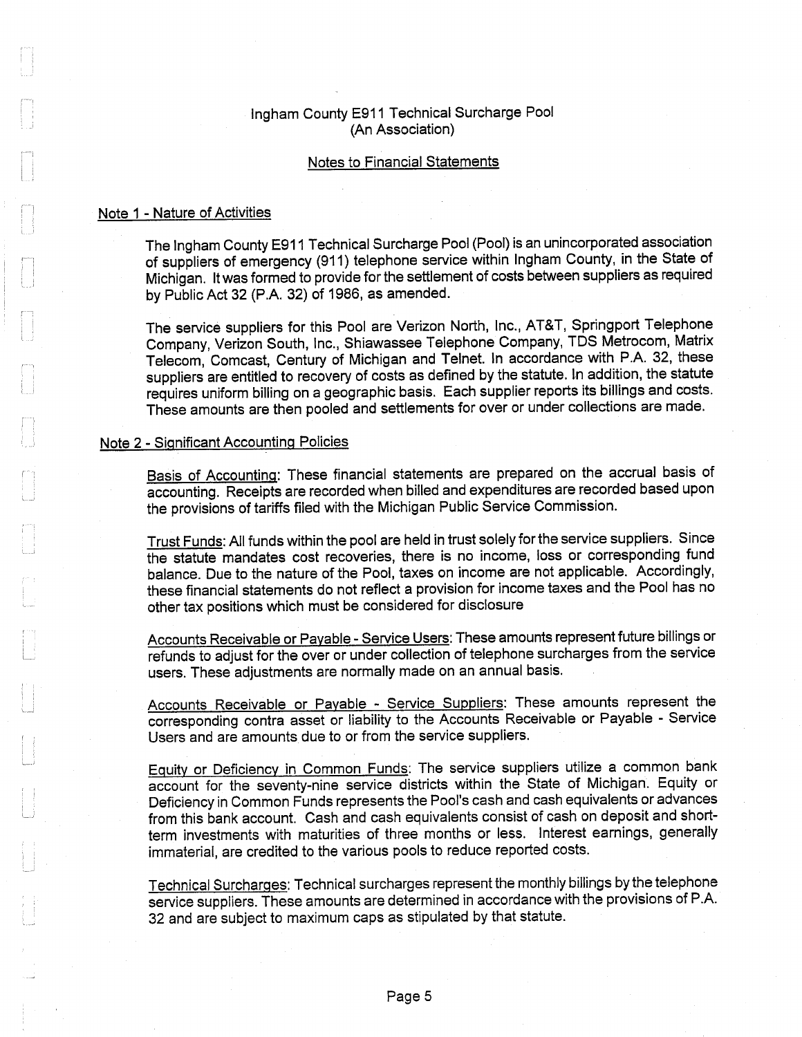Ingham County E911 Technical Surcharge Pool
(An Association)

Notes to Financial Statements

## Note 1 - Nature of Activities

The Ingham County E911 Technical Surcharge Pool (Pool) is an unincorporated association of suppliers of emergency (911) telephone service within Ingham County, in the State of Michigan. It was formed to provide for the settlement of costs between suppliers as required by Public Act 32 (P.A. 32) of 1986, as amended.

The service suppliers for this Pool are Verizon North, Inc., AT&T, Springport Telephone Company, Verizon South, Inc., Shiawassee Telephone Company, TDS Metrocom, Matrix Telecom, Comcast, Century of Michigan and Telnet. In accordance with P.A. 32, these suppliers are entitled to recovery of costs as defined by the statute. In addition, the statute requires uniform billing on a geographic basis. Each supplier reports its billings and costs. These amounts are then pooled and settlements for over or under collections are made.

## Note 2 - Significant Accounting Policies

Basis of Accounting: These financial statements are prepared on the accrual basis of accounting. Receipts are recorded when billed and expenditures are recorded based upon the provisions of tariffs filed with the Michigan Public Service Commission.

Trust Funds: All funds within the pool are held in trust solely for the service suppliers. Since the statute mandates cost recoveries, there is no income, loss or corresponding fund balance. Due to the nature of the Pool, taxes on income are not applicable. Accordingly, these financial statements do not reflect a provision for income taxes and the Pool has no other tax positions which must be considered for disclosure

Accounts Receivable or Payable - Service Users: These amounts represent future billings or refunds to adjust for the over or under collection of telephone surcharges from the service users. These adjustments are normally made on an annual basis.

Accounts Receivable or Payable - Service Suppliers: These amounts represent the corresponding contra asset or liability to the Accounts Receivable or Payable - Service Users and are amounts due to or from the service suppliers.

Equity or Deficiency in Common Funds: The service suppliers utilize a common bank account for the seventy-nine service districts within the State of Michigan. Equity or Deficiency in Common Funds represents the Pool's cash and cash equivalents or advances from this bank account. Cash and cash equivalents consist of cash on deposit and short-term investments with maturities of three months or less. Interest earnings, generally immaterial, are credited to the various pools to reduce reported costs.

Technical Surcharges: Technical surcharges represent the monthly billings by the telephone service suppliers. These amounts are determined in accordance with the provisions of P.A. 32 and are subject to maximum caps as stipulated by that statute.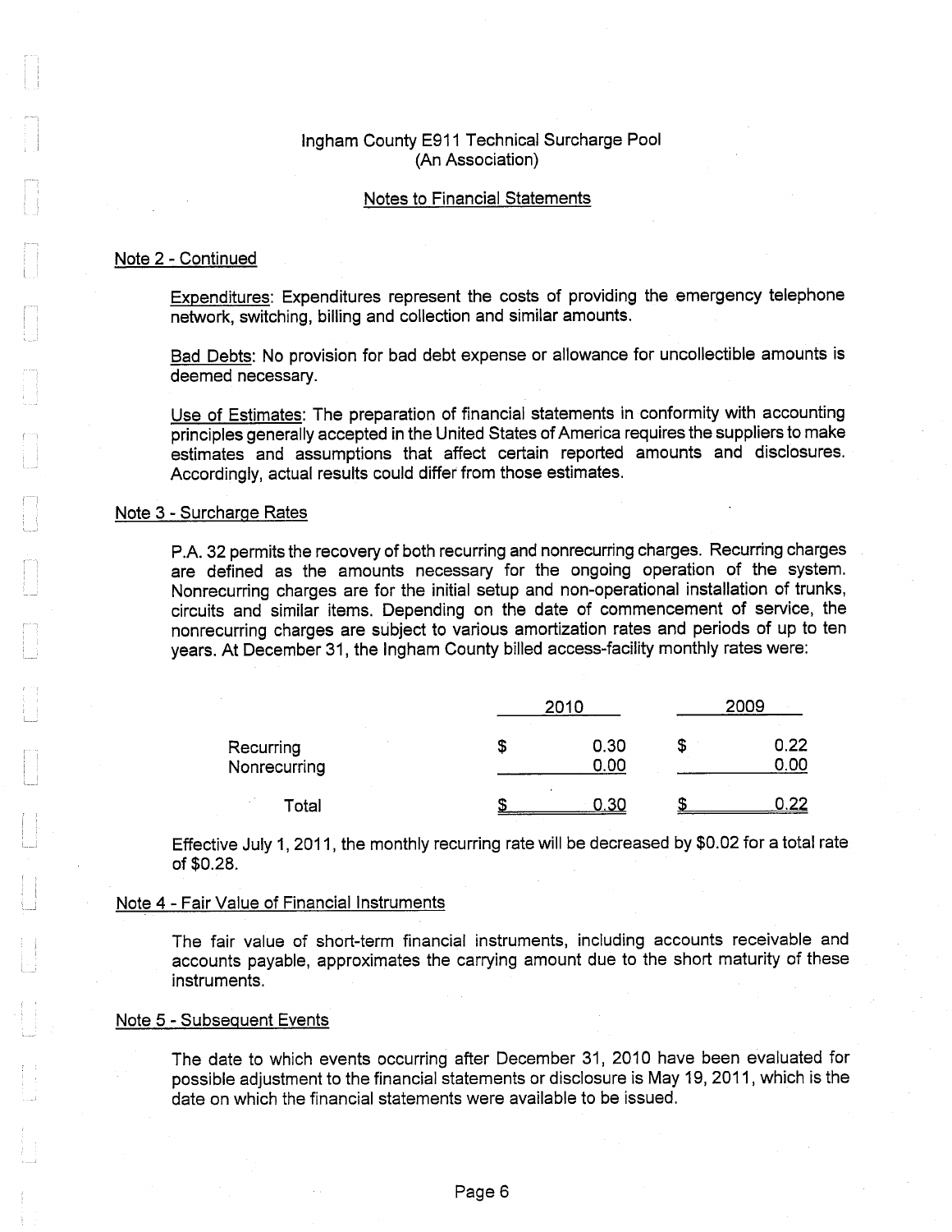Ingham County E911 Technical Surcharge Pool
(An Association)

Notes to Financial Statements

## Note 2 - Continued

Expenditures: Expenditures represent the costs of providing the emergency telephone network, switching, billing and collection and similar amounts.

Bad Debts: No provision for bad debt expense or allowance for uncollectible amounts is deemed necessary.

Use of Estimates: The preparation of financial statements in conformity with accounting principles generally accepted in the United States of America requires the suppliers to make estimates and assumptions that affect certain reported amounts and disclosures. Accordingly, actual results could differ from those estimates.

## Note 3 - Surcharge Rates

P.A. 32 permits the recovery of both recurring and nonrecurring charges. Recurring charges are defined as the amounts necessary for the ongoing operation of the system. Nonrecurring charges are for the initial setup and non-operational installation of trunks, circuits and similar items. Depending on the date of commencement of service, the nonrecurring charges are subject to various amortization rates and periods of up to ten years. At December 31, the Ingham County billed access-facility monthly rates were:

| | 2010 | 2009 |
|---|---|---|
| Recurring | $ 0.30 | $ 0.22 |
| Nonrecurring | 0.00 | 0.00 |
| Total | $ 0.30 | $ 0.22 |

Effective July 1, 2011, the monthly recurring rate will be decreased by $0.02 for a total rate of $0.28.

## Note 4 - Fair Value of Financial Instruments

The fair value of short-term financial instruments, including accounts receivable and accounts payable, approximates the carrying amount due to the short maturity of these instruments.

## Note 5 - Subsequent Events

The date to which events occurring after December 31, 2010 have been evaluated for possible adjustment to the financial statements or disclosure is May 19, 2011, which is the date on which the financial statements were available to be issued.